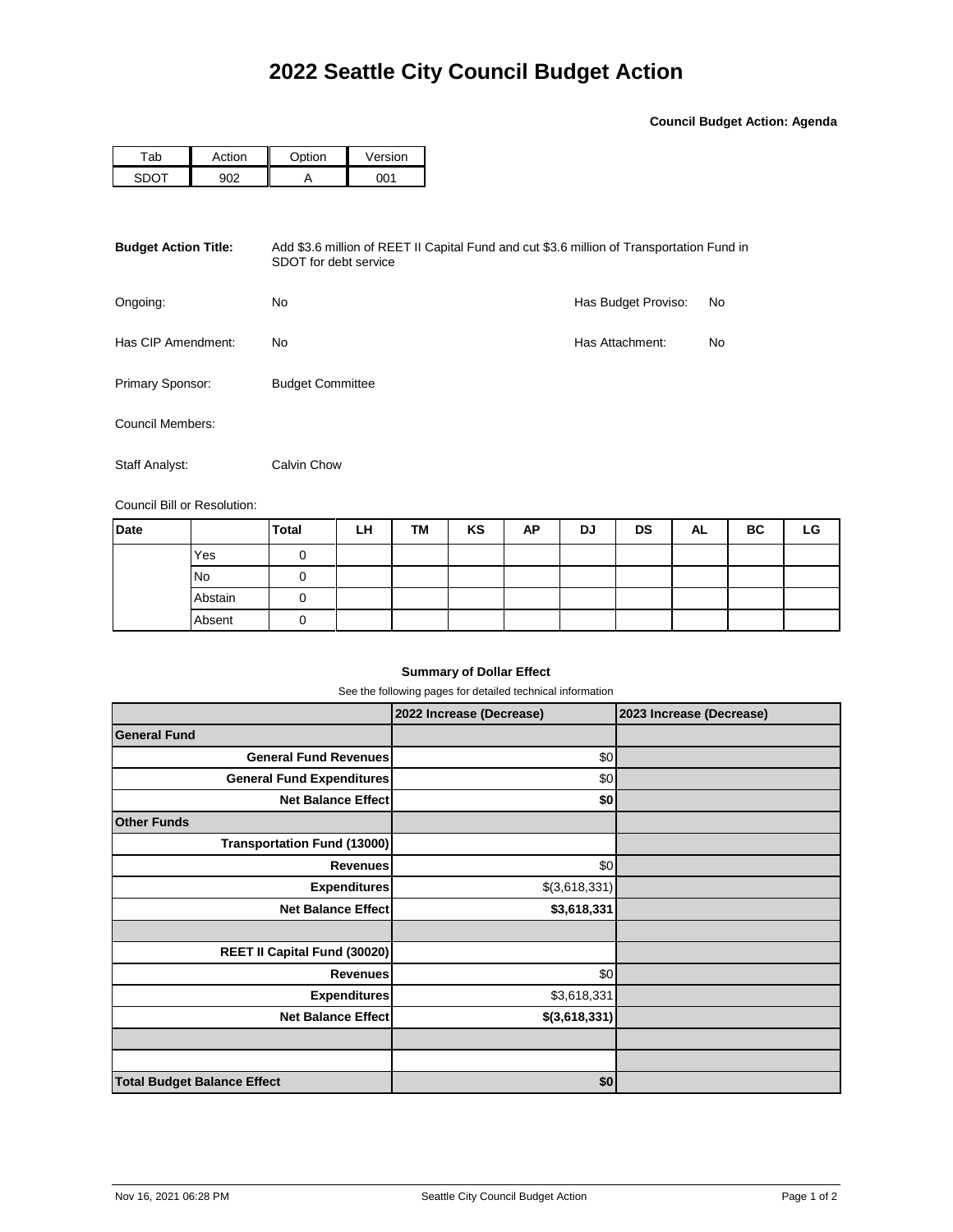# 2022 Seattle City Council Budget Action

**Council Budget Action: Agenda**

| Tab | Action | Option | Version |
|---|---|---|---|
| SDOT | 902 | A | 001 |

**Budget Action Title:** Add $3.6 million of REET II Capital Fund and cut $3.6 million of Transportation Fund in SDOT for debt service

Ongoing: No

Has Budget Proviso: No

Has CIP Amendment: No

Has Attachment: No

Primary Sponsor: Budget Committee

Council Members:

Staff Analyst: Calvin Chow

Council Bill or Resolution:

| Date | | Total | LH | TM | KS | AP | DJ | DS | AL | BC | LG |
|---|---|---|---|---|---|---|---|---|---|---|---|
| | Yes | 0 | | | | | | | | | |
| | No | 0 | | | | | | | | | |
| | Abstain | 0 | | | | | | | | | |
| | Absent | 0 | | | | | | | | | |

**Summary of Dollar Effect**

See the following pages for detailed technical information

| | 2022 Increase (Decrease) | 2023 Increase (Decrease) |
|---|---|---|
| **General Fund** | | |
| **General Fund Revenues** | $0 | |
| **General Fund Expenditures** | $0 | |
| **Net Balance Effect** | **$0** | |
| **Other Funds** | | |
| **Transportation Fund (13000)** | | |
| **Revenues** | $0 | |
| **Expenditures** | $(3,618,331) | |
| **Net Balance Effect** | **$3,618,331** | |
| | | |
| **REET II Capital Fund (30020)** | | |
| **Revenues** | $0 | |
| **Expenditures** | $3,618,331 | |
| **Net Balance Effect** | **$(3,618,331)** | |
| | | |
| | | |
| **Total Budget Balance Effect** | **$0** | |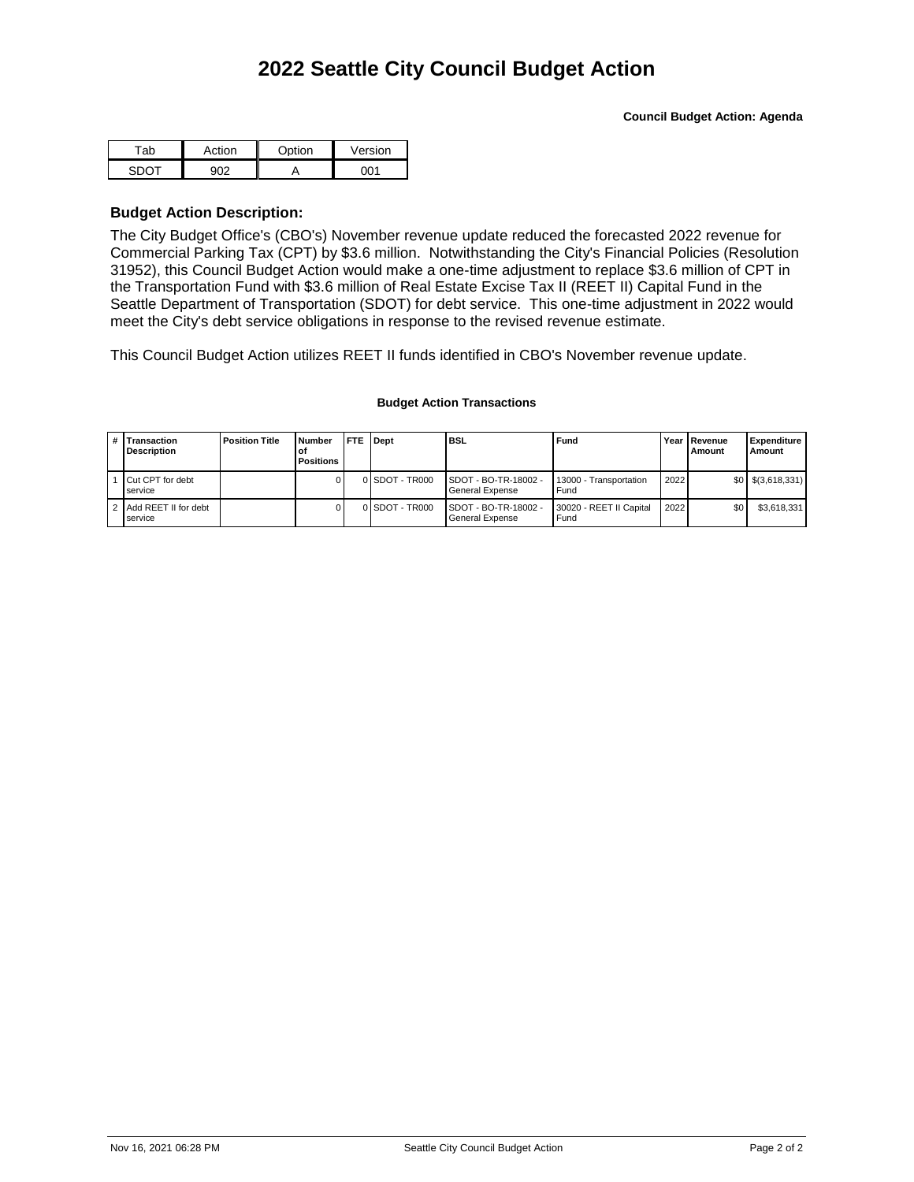# 2022 Seattle City Council Budget Action

**Council Budget Action: Agenda**

| Tab | Action | Option | Version |
|---|---|---|---|
| SDOT | 902 | A | 001 |

### Budget Action Description:

The City Budget Office's (CBO's) November revenue update reduced the forecasted 2022 revenue for Commercial Parking Tax (CPT) by $3.6 million. Notwithstanding the City's Financial Policies (Resolution 31952), this Council Budget Action would make a one-time adjustment to replace $3.6 million of CPT in the Transportation Fund with $3.6 million of Real Estate Excise Tax II (REET II) Capital Fund in the Seattle Department of Transportation (SDOT) for debt service. This one-time adjustment in 2022 would meet the City's debt service obligations in response to the revised revenue estimate.

This Council Budget Action utilizes REET II funds identified in CBO's November revenue update.

**Budget Action Transactions**

| # | Transaction Description | Position Title | Number of Positions | FTE | Dept | BSL | Fund | Year | Revenue Amount | Expenditure Amount |
|---|---|---|---|---|---|---|---|---|---|---|
| 1 | Cut CPT for debt service | | 0 | 0 | SDOT - TR000 | SDOT - BO-TR-18002 - General Expense | 13000 - Transportation Fund | 2022 | $0 | $(3,618,331) |
| 2 | Add REET II for debt service | | 0 | 0 | SDOT - TR000 | SDOT - BO-TR-18002 - General Expense | 30020 - REET II Capital Fund | 2022 | $0 | $3,618,331 |